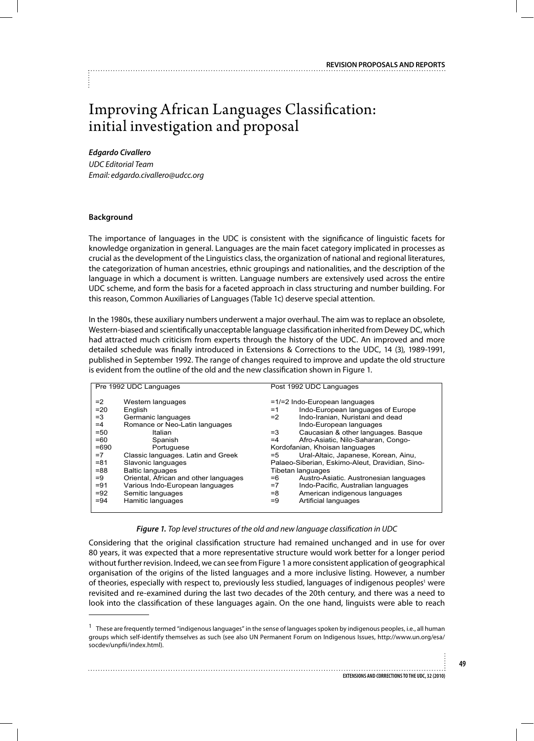# Improving African Languages Classification: initial investigation and proposal

***Edgardo Civallero***
*UDC Editorial Team*
*Email: edgardo.civallero@udcc.org*

## Background

The importance of languages in the UDC is consistent with the significance of linguistic facets for knowledge organization in general. Languages are the main facet category implicated in processes as crucial as the development of the Linguistics class, the organization of national and regional literatures, the categorization of human ancestries, ethnic groupings and nationalities, and the description of the language in which a document is written. Language numbers are extensively used across the entire UDC scheme, and form the basis for a faceted approach in class structuring and number building. For this reason, Common Auxiliaries of Languages (Table 1c) deserve special attention.

In the 1980s, these auxiliary numbers underwent a major overhaul. The aim was to replace an obsolete, Western-biased and scientifically unacceptable language classification inherited from Dewey DC, which had attracted much criticism from experts through the history of the UDC. An improved and more detailed schedule was finally introduced in Extensions & Corrections to the UDC, 14 (3), 1989-1991, published in September 1992. The range of changes required to improve and update the old structure is evident from the outline of the old and the new classification shown in Figure 1.

| Pre 1992 UDC Languages | | Post 1992 UDC Languages | |
|---|---|---|---|
| =2 | Western languages | =1/=2 | Indo-European languages |
| =20 | English | =1 | Indo-European languages of Europe |
| =3 | Germanic languages | =2 | Indo-Iranian, Nuristani and dead Indo-European languages |
| =4 | Romance or Neo-Latin languages | =3 | Caucasian & other languages. Basque |
| =50 | Italian | =4 | Afro-Asiatic, Nilo-Saharan, Congo-Kordofanian, Khoisan languages |
| =60 | Spanish | =5 | Ural-Altaic, Japanese, Korean, Ainu, Palaeo-Siberian, Eskimo-Aleut, Dravidian, Sino-Tibetan languages |
| =690 | Portuguese | =6 | Austro-Asiatic. Austronesian languages |
| =7 | Classic languages. Latin and Greek | =7 | Indo-Pacific, Australian languages |
| =81 | Slavonic languages | =8 | American indigenous languages |
| =88 | Baltic languages | =9 | Artificial languages |
| =9 | Oriental, African and other languages | | |
| =91 | Various Indo-European languages | | |
| =92 | Semitic languages | | |
| =94 | Hamitic languages | | |

***Figure 1.*** *Top level structures of the old and new language classification in UDC*

Considering that the original classification structure had remained unchanged and in use for over 80 years, it was expected that a more representative structure would work better for a longer period without further revision. Indeed, we can see from Figure 1 a more consistent application of geographical organisation of the origins of the listed languages and a more inclusive listing. However, a number of theories, especially with respect to, previously less studied, languages of indigenous peoples[1] were revisited and re-examined during the last two decades of the 20th century, and there was a need to look into the classification of these languages again. On the one hand, linguists were able to reach

[1] These are frequently termed "indigenous languages" in the sense of languages spoken by indigenous peoples, i.e., all human groups which self-identify themselves as such (see also UN Permanent Forum on Indigenous Issues, http://www.un.org/esa/socdev/unpfii/index.html).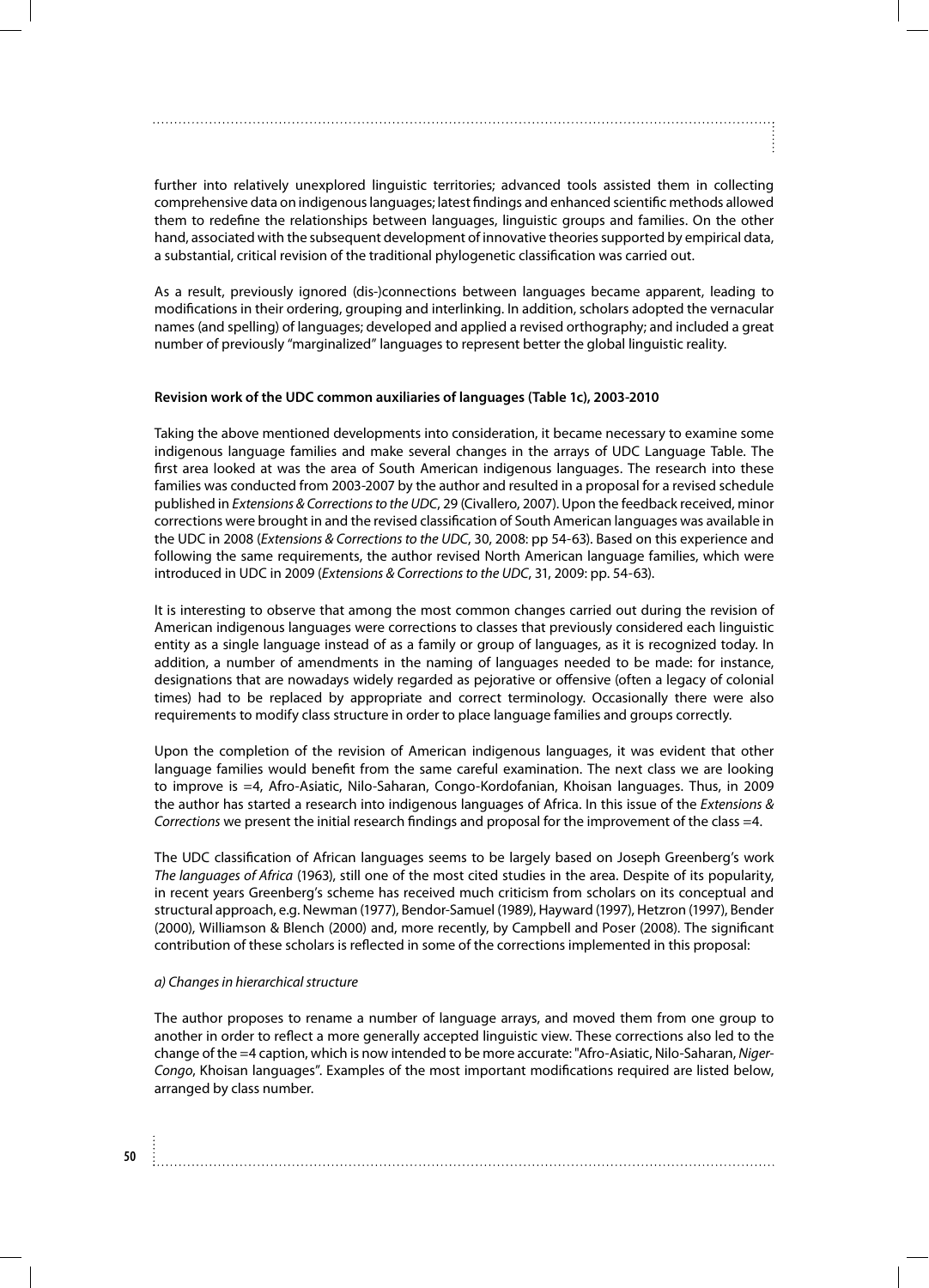further into relatively unexplored linguistic territories; advanced tools assisted them in collecting comprehensive data on indigenous languages; latest findings and enhanced scientific methods allowed them to redefine the relationships between languages, linguistic groups and families. On the other hand, associated with the subsequent development of innovative theories supported by empirical data, a substantial, critical revision of the traditional phylogenetic classification was carried out.

As a result, previously ignored (dis-)connections between languages became apparent, leading to modifications in their ordering, grouping and interlinking. In addition, scholars adopted the vernacular names (and spelling) of languages; developed and applied a revised orthography; and included a great number of previously "marginalized" languages to represent better the global linguistic reality.

**Revision work of the UDC common auxiliaries of languages (Table 1c), 2003-2010**

Taking the above mentioned developments into consideration, it became necessary to examine some indigenous language families and make several changes in the arrays of UDC Language Table. The first area looked at was the area of South American indigenous languages. The research into these families was conducted from 2003-2007 by the author and resulted in a proposal for a revised schedule published in *Extensions & Corrections to the UDC*, 29 (Civallero, 2007). Upon the feedback received, minor corrections were brought in and the revised classification of South American languages was available in the UDC in 2008 (*Extensions & Corrections to the UDC*, 30, 2008: pp 54-63). Based on this experience and following the same requirements, the author revised North American language families, which were introduced in UDC in 2009 (*Extensions & Corrections to the UDC*, 31, 2009: pp. 54-63).

It is interesting to observe that among the most common changes carried out during the revision of American indigenous languages were corrections to classes that previously considered each linguistic entity as a single language instead of as a family or group of languages, as it is recognized today. In addition, a number of amendments in the naming of languages needed to be made: for instance, designations that are nowadays widely regarded as pejorative or offensive (often a legacy of colonial times) had to be replaced by appropriate and correct terminology. Occasionally there were also requirements to modify class structure in order to place language families and groups correctly.

Upon the completion of the revision of American indigenous languages, it was evident that other language families would benefit from the same careful examination. The next class we are looking to improve is =4, Afro-Asiatic, Nilo-Saharan, Congo-Kordofanian, Khoisan languages. Thus, in 2009 the author has started a research into indigenous languages of Africa. In this issue of the *Extensions & Corrections* we present the initial research findings and proposal for the improvement of the class =4.

The UDC classification of African languages seems to be largely based on Joseph Greenberg's work *The languages of Africa* (1963), still one of the most cited studies in the area. Despite of its popularity, in recent years Greenberg's scheme has received much criticism from scholars on its conceptual and structural approach, e.g. Newman (1977), Bendor-Samuel (1989), Hayward (1997), Hetzron (1997), Bender (2000), Williamson & Blench (2000) and, more recently, by Campbell and Poser (2008). The significant contribution of these scholars is reflected in some of the corrections implemented in this proposal:

*a) Changes in hierarchical structure*

The author proposes to rename a number of language arrays, and moved them from one group to another in order to reflect a more generally accepted linguistic view. These corrections also led to the change of the =4 caption, which is now intended to be more accurate: "Afro-Asiatic, Nilo-Saharan, *Niger-Congo*, Khoisan languages". Examples of the most important modifications required are listed below, arranged by class number.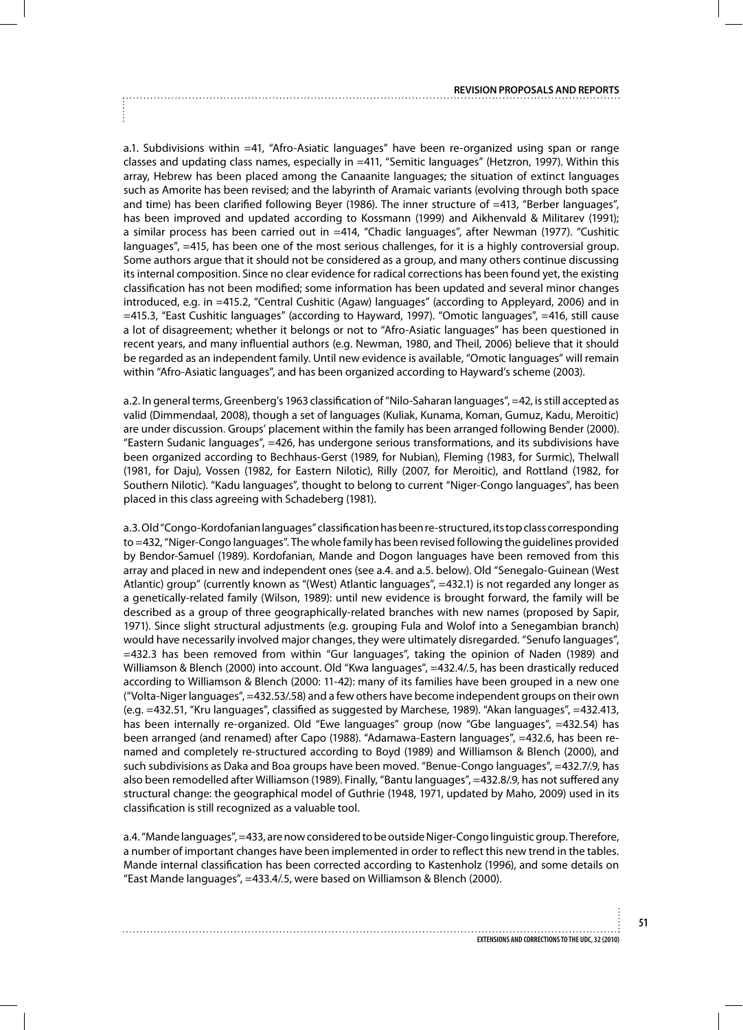a.1. Subdivisions within =41, "Afro-Asiatic languages" have been re-organized using span or range classes and updating class names, especially in =411, "Semitic languages" (Hetzron, 1997). Within this array, Hebrew has been placed among the Canaanite languages; the situation of extinct languages such as Amorite has been revised; and the labyrinth of Aramaic variants (evolving through both space and time) has been clarified following Beyer (1986). The inner structure of =413, "Berber languages", has been improved and updated according to Kossmann (1999) and Aikhenvald & Militarev (1991); a similar process has been carried out in =414, "Chadic languages", after Newman (1977). "Cushitic languages", =415, has been one of the most serious challenges, for it is a highly controversial group. Some authors argue that it should not be considered as a group, and many others continue discussing its internal composition. Since no clear evidence for radical corrections has been found yet, the existing classification has not been modified; some information has been updated and several minor changes introduced, e.g. in =415.2, "Central Cushitic (Agaw) languages" (according to Appleyard, 2006) and in =415.3, "East Cushitic languages" (according to Hayward, 1997). "Omotic languages", =416, still cause a lot of disagreement; whether it belongs or not to "Afro-Asiatic languages" has been questioned in recent years, and many influential authors (e.g. Newman, 1980, and Theil, 2006) believe that it should be regarded as an independent family. Until new evidence is available, "Omotic languages" will remain within "Afro-Asiatic languages", and has been organized according to Hayward's scheme (2003).

a.2. In general terms, Greenberg's 1963 classification of "Nilo-Saharan languages", =42, is still accepted as valid (Dimmendaal, 2008), though a set of languages (Kuliak, Kunama, Koman, Gumuz, Kadu, Meroitic) are under discussion. Groups' placement within the family has been arranged following Bender (2000). "Eastern Sudanic languages", =426, has undergone serious transformations, and its subdivisions have been organized according to Bechhaus-Gerst (1989, for Nubian), Fleming (1983, for Surmic), Thelwall (1981, for Daju), Vossen (1982, for Eastern Nilotic), Rilly (2007, for Meroitic), and Rottland (1982, for Southern Nilotic). "Kadu languages", thought to belong to current "Niger-Congo languages", has been placed in this class agreeing with Schadeberg (1981).

a.3. Old "Congo-Kordofanian languages" classification has been re-structured, its top class corresponding to =432, "Niger-Congo languages". The whole family has been revised following the guidelines provided by Bendor-Samuel (1989). Kordofanian, Mande and Dogon languages have been removed from this array and placed in new and independent ones (see a.4. and a.5. below). Old "Senegalo-Guinean (West Atlantic) group" (currently known as "(West) Atlantic languages", =432.1) is not regarded any longer as a genetically-related family (Wilson, 1989): until new evidence is brought forward, the family will be described as a group of three geographically-related branches with new names (proposed by Sapir, 1971). Since slight structural adjustments (e.g. grouping Fula and Wolof into a Senegambian branch) would have necessarily involved major changes, they were ultimately disregarded. "Senufo languages", =432.3 has been removed from within "Gur languages", taking the opinion of Naden (1989) and Williamson & Blench (2000) into account. Old "Kwa languages", =432.4/.5, has been drastically reduced according to Williamson & Blench (2000: 11-42): many of its families have been grouped in a new one ("Volta-Niger languages", =432.53/.58) and a few others have become independent groups on their own (e.g. =432.51, "Kru languages", classified as suggested by Marchese, 1989). "Akan languages", =432.413, has been internally re-organized. Old "Ewe languages" group (now "Gbe languages", =432.54) has been arranged (and renamed) after Capo (1988). "Adamawa-Eastern languages", =432.6, has been renamed and completely re-structured according to Boyd (1989) and Williamson & Blench (2000), and such subdivisions as Daka and Boa groups have been moved. "Benue-Congo languages", =432.7/.9, has also been remodelled after Williamson (1989). Finally, "Bantu languages", =432.8/.9, has not suffered any structural change: the geographical model of Guthrie (1948, 1971, updated by Maho, 2009) used in its classification is still recognized as a valuable tool.

a.4. "Mande languages", =433, are now considered to be outside Niger-Congo linguistic group. Therefore, a number of important changes have been implemented in order to reflect this new trend in the tables. Mande internal classification has been corrected according to Kastenholz (1996), and some details on "East Mande languages", =433.4/.5, were based on Williamson & Blench (2000).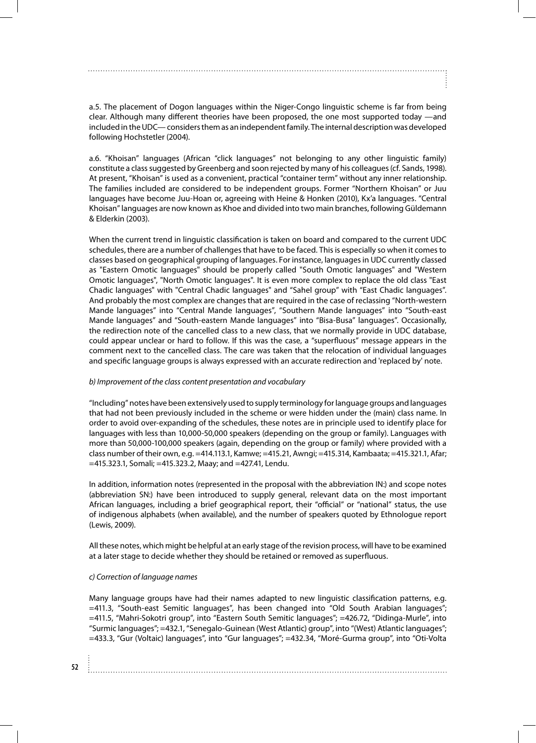a.5. The placement of Dogon languages within the Niger-Congo linguistic scheme is far from being clear. Although many different theories have been proposed, the one most supported today —and included in the UDC— considers them as an independent family. The internal description was developed following Hochstetler (2004).

a.6. "Khoisan" languages (African "click languages" not belonging to any other linguistic family) constitute a class suggested by Greenberg and soon rejected by many of his colleagues (cf. Sands, 1998). At present, "Khoisan" is used as a convenient, practical "container term" without any inner relationship. The families included are considered to be independent groups. Former "Northern Khoisan" or Juu languages have become Juu-Hoan or, agreeing with Heine & Honken (2010), Kx'a languages. "Central Khoisan" languages are now known as Khoe and divided into two main branches, following Güldemann & Elderkin (2003).

When the current trend in linguistic classification is taken on board and compared to the current UDC schedules, there are a number of challenges that have to be faced. This is especially so when it comes to classes based on geographical grouping of languages. For instance, languages in UDC currently classed as "Eastern Omotic languages" should be properly called "South Omotic languages" and "Western Omotic languages", "North Omotic languages". It is even more complex to replace the old class "East Chadic languages" with "Central Chadic languages" and "Sahel group" with "East Chadic languages". And probably the most complex are changes that are required in the case of reclassing "North-western Mande languages" into "Central Mande languages", "Southern Mande languages" into "South-east Mande languages" and "South-eastern Mande languages" into "Bisa-Busa" languages". Occasionally, the redirection note of the cancelled class to a new class, that we normally provide in UDC database, could appear unclear or hard to follow. If this was the case, a "superfluous" message appears in the comment next to the cancelled class. The care was taken that the relocation of individual languages and specific language groups is always expressed with an accurate redirection and 'replaced by' note.

*b) Improvement of the class content presentation and vocabulary*

"Including" notes have been extensively used to supply terminology for language groups and languages that had not been previously included in the scheme or were hidden under the (main) class name. In order to avoid over-expanding of the schedules, these notes are in principle used to identify place for languages with less than 10,000-50,000 speakers (depending on the group or family). Languages with more than 50,000-100,000 speakers (again, depending on the group or family) where provided with a class number of their own, e.g. =414.113.1, Kamwe; =415.21, Awngi; =415.314, Kambaata; =415.321.1, Afar; =415.323.1, Somali; =415.323.2, Maay; and =427.41, Lendu.

In addition, information notes (represented in the proposal with the abbreviation IN:) and scope notes (abbreviation SN:) have been introduced to supply general, relevant data on the most important African languages, including a brief geographical report, their "official" or "national" status, the use of indigenous alphabets (when available), and the number of speakers quoted by Ethnologue report (Lewis, 2009).

All these notes, which might be helpful at an early stage of the revision process, will have to be examined at a later stage to decide whether they should be retained or removed as superfluous.

*c) Correction of language names*

Many language groups have had their names adapted to new linguistic classification patterns, e.g. =411.3, "South-east Semitic languages", has been changed into "Old South Arabian languages"; =411.5, "Mahri-Sokotri group", into "Eastern South Semitic languages"; =426.72, "Didinga-Murle", into "Surmic languages"; =432.1, "Senegalo-Guinean (West Atlantic) group", into "(West) Atlantic languages"; =433.3, "Gur (Voltaic) languages", into "Gur languages"; =432.34, "Moré-Gurma group", into "Oti-Volta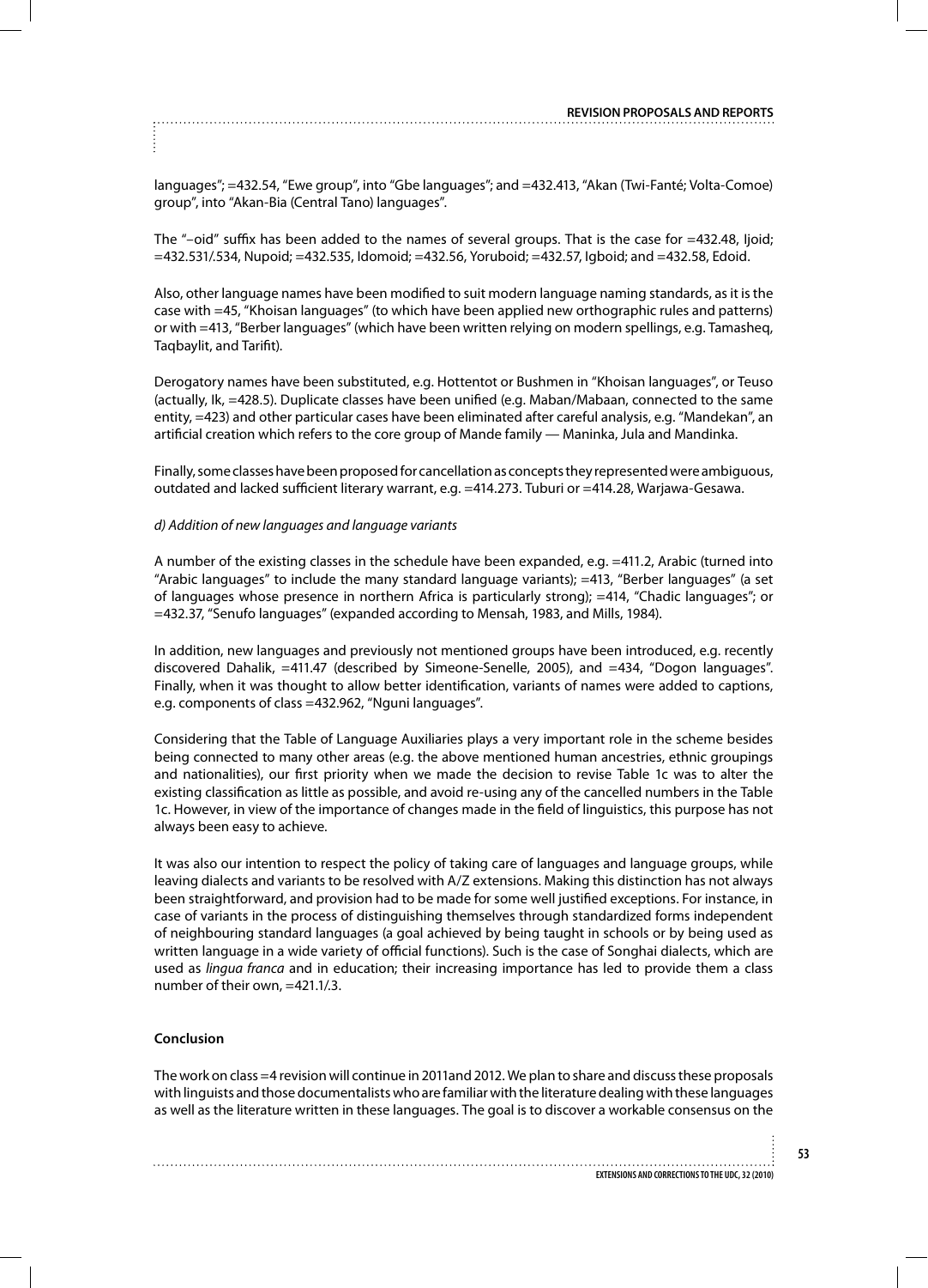languages"; =432.54, "Ewe group", into "Gbe languages"; and =432.413, "Akan (Twi-Fanté; Volta-Comoe) group", into "Akan-Bia (Central Tano) languages".

The "–oid" suffix has been added to the names of several groups. That is the case for =432.48, Ijoid; =432.531/.534, Nupoid; =432.535, Idomoid; =432.56, Yoruboid; =432.57, Igboid; and =432.58, Edoid.

Also, other language names have been modified to suit modern language naming standards, as it is the case with =45, "Khoisan languages" (to which have been applied new orthographic rules and patterns) or with =413, "Berber languages" (which have been written relying on modern spellings, e.g. Tamasheq, Taqbaylit, and Tarifit).

Derogatory names have been substituted, e.g. Hottentot or Bushmen in "Khoisan languages", or Teuso (actually, Ik, =428.5). Duplicate classes have been unified (e.g. Maban/Mabaan, connected to the same entity, =423) and other particular cases have been eliminated after careful analysis, e.g. "Mandekan", an artificial creation which refers to the core group of Mande family — Maninka, Jula and Mandinka.

Finally, some classes have been proposed for cancellation as concepts they represented were ambiguous, outdated and lacked sufficient literary warrant, e.g. =414.273. Tuburi or =414.28, Warjawa-Gesawa.

*d) Addition of new languages and language variants*

A number of the existing classes in the schedule have been expanded, e.g. =411.2, Arabic (turned into "Arabic languages" to include the many standard language variants); =413, "Berber languages" (a set of languages whose presence in northern Africa is particularly strong); =414, "Chadic languages"; or =432.37, "Senufo languages" (expanded according to Mensah, 1983, and Mills, 1984).

In addition, new languages and previously not mentioned groups have been introduced, e.g. recently discovered Dahalik, =411.47 (described by Simeone-Senelle, 2005), and =434, "Dogon languages". Finally, when it was thought to allow better identification, variants of names were added to captions, e.g. components of class =432.962, "Nguni languages".

Considering that the Table of Language Auxiliaries plays a very important role in the scheme besides being connected to many other areas (e.g. the above mentioned human ancestries, ethnic groupings and nationalities), our first priority when we made the decision to revise Table 1c was to alter the existing classification as little as possible, and avoid re-using any of the cancelled numbers in the Table 1c. However, in view of the importance of changes made in the field of linguistics, this purpose has not always been easy to achieve.

It was also our intention to respect the policy of taking care of languages and language groups, while leaving dialects and variants to be resolved with A/Z extensions. Making this distinction has not always been straightforward, and provision had to be made for some well justified exceptions. For instance, in case of variants in the process of distinguishing themselves through standardized forms independent of neighbouring standard languages (a goal achieved by being taught in schools or by being used as written language in a wide variety of official functions). Such is the case of Songhai dialects, which are used as *lingua franca* and in education; their increasing importance has led to provide them a class number of their own, =421.1/.3.

**Conclusion**

The work on class =4 revision will continue in 2011and 2012. We plan to share and discuss these proposals with linguists and those documentalists who are familiar with the literature dealing with these languages as well as the literature written in these languages. The goal is to discover a workable consensus on the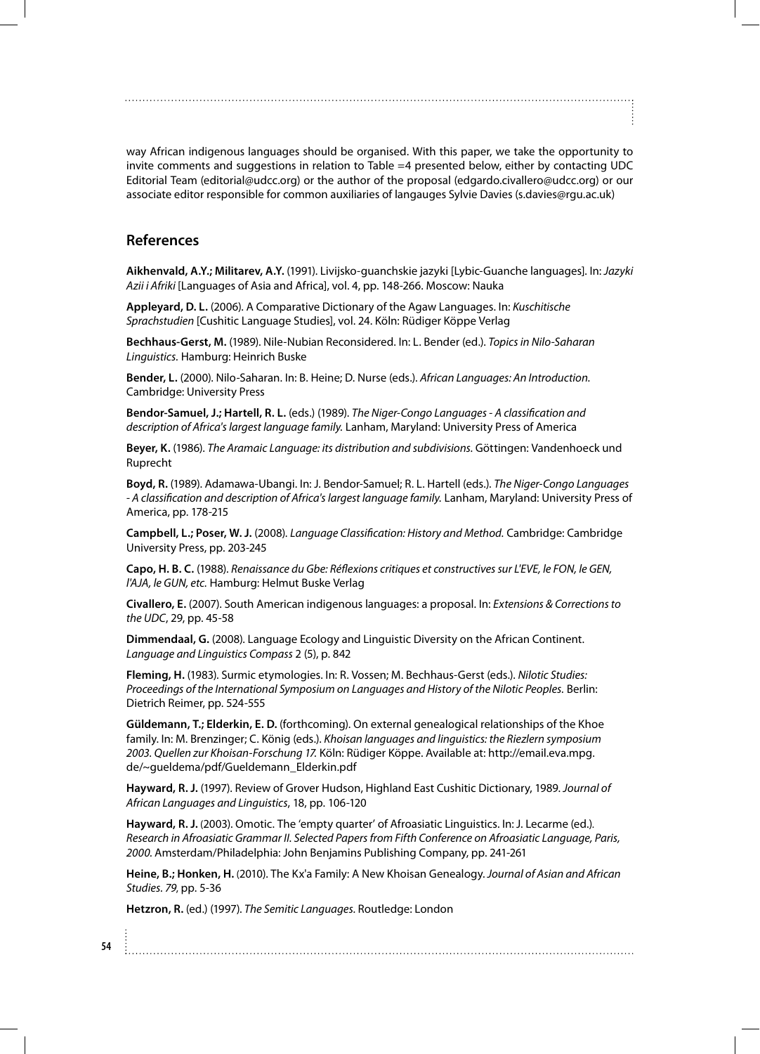way African indigenous languages should be organised. With this paper, we take the opportunity to invite comments and suggestions in relation to Table =4 presented below, either by contacting UDC Editorial Team (editorial@udcc.org) or the author of the proposal (edgardo.civallero@udcc.org) or our associate editor responsible for common auxiliaries of langauges Sylvie Davies (s.davies@rgu.ac.uk)

## References

**Aikhenvald, A.Y.; Militarev, A.Y.** (1991). Livijsko-guanchskie jazyki [Lybic-Guanche languages]. In: *Jazyki Azii i Afriki* [Languages of Asia and Africa], vol. 4, pp. 148-266. Moscow: Nauka

**Appleyard, D. L.** (2006). A Comparative Dictionary of the Agaw Languages. In: *Kuschitische Sprachstudien* [Cushitic Language Studies], vol. 24. Köln: Rüdiger Köppe Verlag

**Bechhaus-Gerst, M.** (1989). Nile-Nubian Reconsidered. In: L. Bender (ed.). *Topics in Nilo-Saharan Linguistics.* Hamburg: Heinrich Buske

**Bender, L.** (2000). Nilo-Saharan. In: B. Heine; D. Nurse (eds.). *African Languages: An Introduction.* Cambridge: University Press

**Bendor-Samuel, J.; Hartell, R. L.** (eds.) (1989). *The Niger-Congo Languages - A classification and description of Africa's largest language family.* Lanham, Maryland: University Press of America

**Beyer, K.** (1986). *The Aramaic Language: its distribution and subdivisions.* Göttingen: Vandenhoeck und Ruprecht

**Boyd, R.** (1989). Adamawa-Ubangi. In: J. Bendor-Samuel; R. L. Hartell (eds.). *The Niger-Congo Languages - A classification and description of Africa's largest language family.* Lanham, Maryland: University Press of America, pp. 178-215

**Campbell, L.; Poser, W. J.** (2008). *Language Classification: History and Method.* Cambridge: Cambridge University Press, pp. 203-245

**Capo, H. B. C.** (1988). *Renaissance du Gbe: Réflexions critiques et constructives sur L'EVE, le FON, le GEN, l'AJA, le GUN, etc.* Hamburg: Helmut Buske Verlag

**Civallero, E.** (2007). South American indigenous languages: a proposal. In: *Extensions & Corrections to the UDC*, 29, pp. 45-58

**Dimmendaal, G.** (2008). Language Ecology and Linguistic Diversity on the African Continent. *Language and Linguistics Compass* 2 (5), p. 842

**Fleming, H.** (1983). Surmic etymologies. In: R. Vossen; M. Bechhaus-Gerst (eds.). *Nilotic Studies: Proceedings of the International Symposium on Languages and History of the Nilotic Peoples.* Berlin: Dietrich Reimer, pp. 524-555

**Güldemann, T.; Elderkin, E. D.** (forthcoming). On external genealogical relationships of the Khoe family. In: M. Brenzinger; C. König (eds.). *Khoisan languages and linguistics: the Riezlern symposium 2003. Quellen zur Khoisan-Forschung 17.* Köln: Rüdiger Köppe. Available at: http://email.eva.mpg.de/~gueldema/pdf/Gueldemann_Elderkin.pdf

**Hayward, R. J.** (1997). Review of Grover Hudson, Highland East Cushitic Dictionary, 1989. *Journal of African Languages and Linguistics*, 18, pp. 106-120

**Hayward, R. J.** (2003). Omotic. The 'empty quarter' of Afroasiatic Linguistics. In: J. Lecarme (ed.). *Research in Afroasiatic Grammar II. Selected Papers from Fifth Conference on Afroasiatic Language, Paris, 2000.* Amsterdam/Philadelphia: John Benjamins Publishing Company, pp. 241-261

**Heine, B.; Honken, H.** (2010). The Kx'a Family: A New Khoisan Genealogy. *Journal of Asian and African Studies. 79*, pp. 5-36

**Hetzron, R.** (ed.) (1997). *The Semitic Languages*. Routledge: London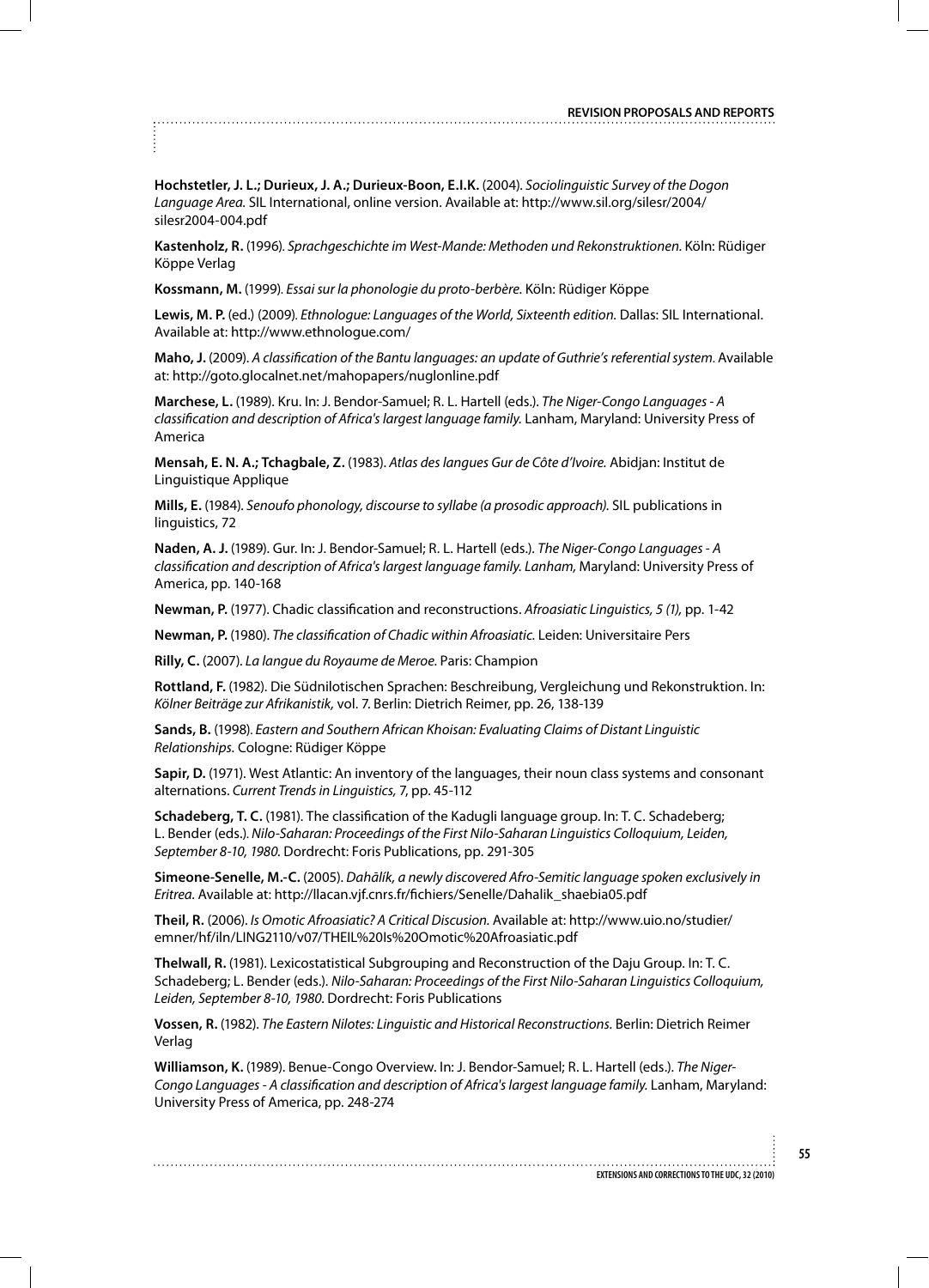**Hochstetler, J. L.; Durieux, J. A.; Durieux-Boon, E.I.K.** (2004). *Sociolinguistic Survey of the Dogon Language Area.* SIL International, online version. Available at: http://www.sil.org/silesr/2004/silesr2004-004.pdf

**Kastenholz, R.** (1996). *Sprachgeschichte im West-Mande: Methoden und Rekonstruktionen.* Köln: Rüdiger Köppe Verlag

**Kossmann, M.** (1999). *Essai sur la phonologie du proto-berbère.* Köln: Rüdiger Köppe

**Lewis, M. P.** (ed.) (2009). *Ethnologue: Languages of the World, Sixteenth edition.* Dallas: SIL International. Available at: http://www.ethnologue.com/

**Maho, J.** (2009). *A classification of the Bantu languages: an update of Guthrie's referential system.* Available at: http://goto.glocalnet.net/mahopapers/nuglonline.pdf

**Marchese, L.** (1989). Kru. In: J. Bendor-Samuel; R. L. Hartell (eds.). *The Niger-Congo Languages - A classification and description of Africa's largest language family.* Lanham, Maryland: University Press of America

**Mensah, E. N. A.; Tchagbale, Z.** (1983). *Atlas des langues Gur de Côte d'Ivoire.* Abidjan: Institut de Linguistique Applique

**Mills, E.** (1984). *Senoufo phonology, discourse to syllabe (a prosodic approach).* SIL publications in linguistics, 72

**Naden, A. J.** (1989). Gur. In: J. Bendor-Samuel; R. L. Hartell (eds.). *The Niger-Congo Languages - A classification and description of Africa's largest language family. Lanham,* Maryland: University Press of America, pp. 140-168

**Newman, P.** (1977). Chadic classification and reconstructions. *Afroasiatic Linguistics, 5 (1),* pp. 1-42

**Newman, P.** (1980). *The classification of Chadic within Afroasiatic.* Leiden: Universitaire Pers

**Rilly, C.** (2007). *La langue du Royaume de Meroe.* Paris: Champion

**Rottland, F.** (1982). Die Südnilotischen Sprachen: Beschreibung, Vergleichung und Rekonstruktion. In: *Kölner Beiträge zur Afrikanistik,* vol. 7. Berlin: Dietrich Reimer, pp. 26, 138-139

**Sands, B.** (1998). *Eastern and Southern African Khoisan: Evaluating Claims of Distant Linguistic Relationships.* Cologne: Rüdiger Köppe

**Sapir, D.** (1971). West Atlantic: An inventory of the languages, their noun class systems and consonant alternations. *Current Trends in Linguistics,* 7, pp. 45-112

**Schadeberg, T. C.** (1981). The classification of the Kadugli language group. In: T. C. Schadeberg; L. Bender (eds.). *Nilo-Saharan: Proceedings of the First Nilo-Saharan Linguistics Colloquium, Leiden, September 8-10, 1980.* Dordrecht: Foris Publications, pp. 291-305

**Simeone-Senelle, M.-C.** (2005). *Dahālík, a newly discovered Afro-Semitic language spoken exclusively in Eritrea.* Available at: http://llacan.vjf.cnrs.fr/fichiers/Senelle/Dahalik_shaebia05.pdf

**Theil, R.** (2006). *Is Omotic Afroasiatic? A Critical Discusion.* Available at: http://www.uio.no/studier/emner/hf/iln/LING2110/v07/THEIL%20Is%20Omotic%20Afroasiatic.pdf

**Thelwall, R.** (1981). Lexicostatistical Subgrouping and Reconstruction of the Daju Group. In: T. C. Schadeberg; L. Bender (eds.). *Nilo-Saharan: Proceedings of the First Nilo-Saharan Linguistics Colloquium, Leiden, September 8-10, 1980.* Dordrecht: Foris Publications

**Vossen, R.** (1982). *The Eastern Nilotes: Linguistic and Historical Reconstructions.* Berlin: Dietrich Reimer Verlag

**Williamson, K.** (1989). Benue-Congo Overview. In: J. Bendor-Samuel; R. L. Hartell (eds.). *The Niger-Congo Languages - A classification and description of Africa's largest language family.* Lanham, Maryland: University Press of America, pp. 248-274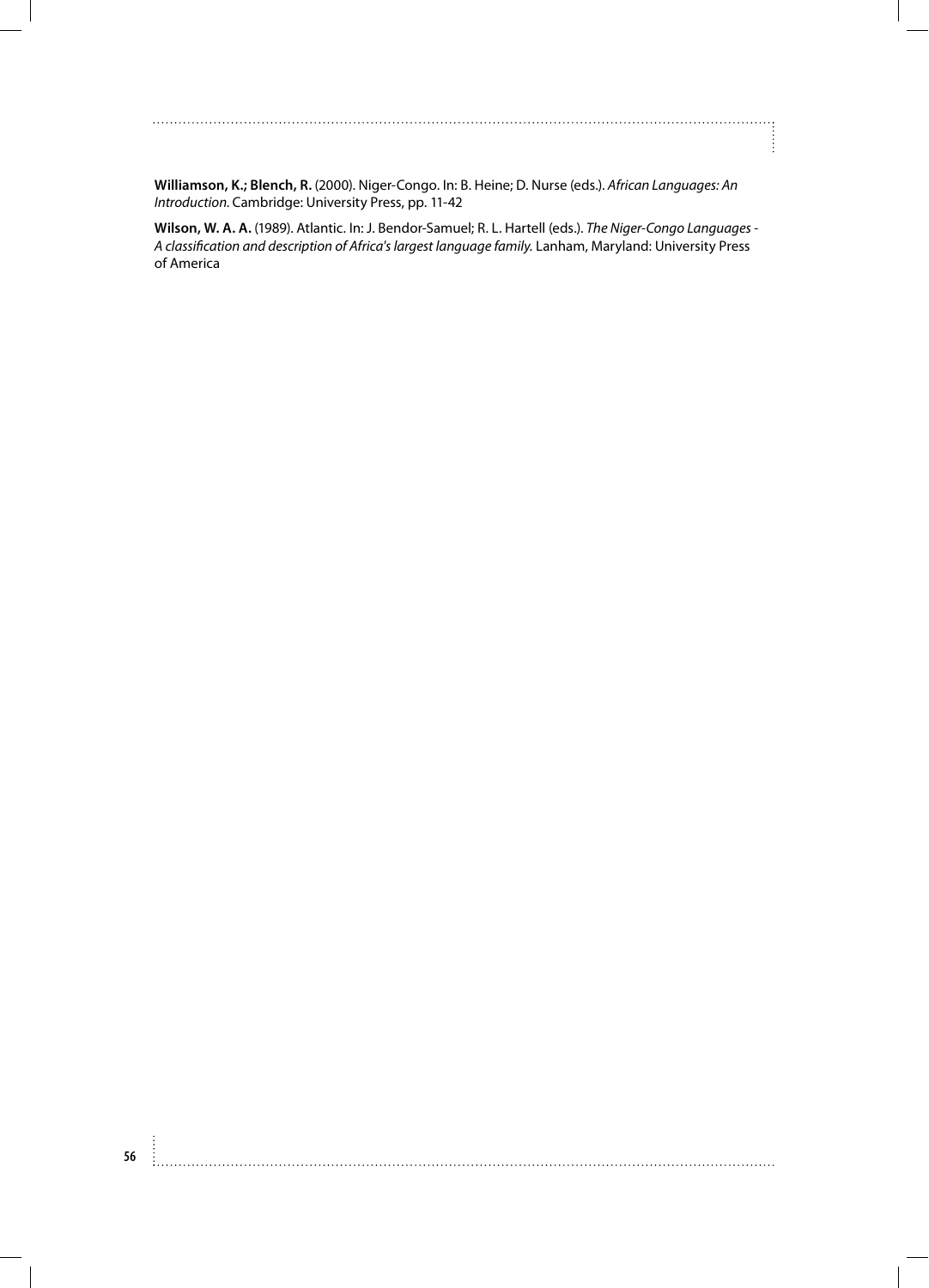**Williamson, K.; Blench, R.** (2000). Niger-Congo. In: B. Heine; D. Nurse (eds.). *African Languages: An Introduction.* Cambridge: University Press, pp. 11-42

**Wilson, W. A. A.** (1989). Atlantic. In: J. Bendor-Samuel; R. L. Hartell (eds.). *The Niger-Congo Languages - A classification and description of Africa's largest language family.* Lanham, Maryland: University Press of America